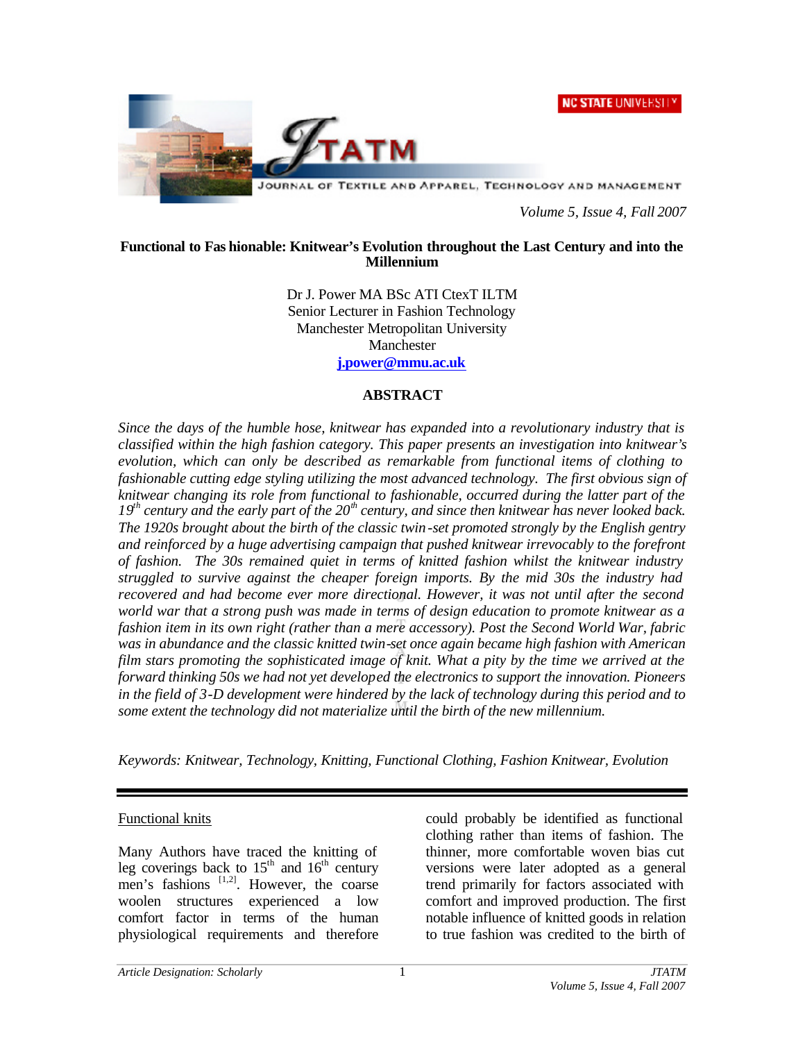# Functional to Fashionable: Knitwear's Evolution throughout the Last Century and into the Millennium

Dr J. Power MA BSc ATI CtexT ILTM
Senior Lecturer in Fashion Technology
Manchester Metropolitan University
Manchester
**j.power@mmu.ac.uk**

## ABSTRACT

*Since the days of the humble hose, knitwear has expanded into a revolutionary industry that is classified within the high fashion category. This paper presents an investigation into knitwear's evolution, which can only be described as remarkable from functional items of clothing to fashionable cutting edge styling utilizing the most advanced technology. The first obvious sign of knitwear changing its role from functional to fashionable, occurred during the latter part of the 19th century and the early part of the 20th century, and since then knitwear has never looked back. The 1920s brought about the birth of the classic twin-set promoted strongly by the English gentry and reinforced by a huge advertising campaign that pushed knitwear irrevocably to the forefront of fashion. The 30s remained quiet in terms of knitted fashion whilst the knitwear industry struggled to survive against the cheaper foreign imports. By the mid 30s the industry had recovered and had become ever more directional. However, it was not until after the second world war that a strong push was made in terms of design education to promote knitwear as a fashion item in its own right (rather than a mere accessory). Post the Second World War, fabric was in abundance and the classic knitted twin-set once again became high fashion with American film stars promoting the sophisticated image of knit. What a pity by the time we arrived at the forward thinking 50s we had not yet developed the electronics to support the innovation. Pioneers in the field of 3-D development were hindered by the lack of technology during this period and to some extent the technology did not materialize until the birth of the new millennium.*

*Keywords: Knitwear, Technology, Knitting, Functional Clothing, Fashion Knitwear, Evolution*

---

## Functional knits

Many Authors have traced the knitting of leg coverings back to 15th and 16th century men's fashions [1,2]. However, the coarse woolen structures experienced a low comfort factor in terms of the human physiological requirements and therefore could probably be identified as functional clothing rather than items of fashion. The thinner, more comfortable woven bias cut versions were later adopted as a general trend primarily for factors associated with comfort and improved production. The first notable influence of knitted goods in relation to true fashion was credited to the birth of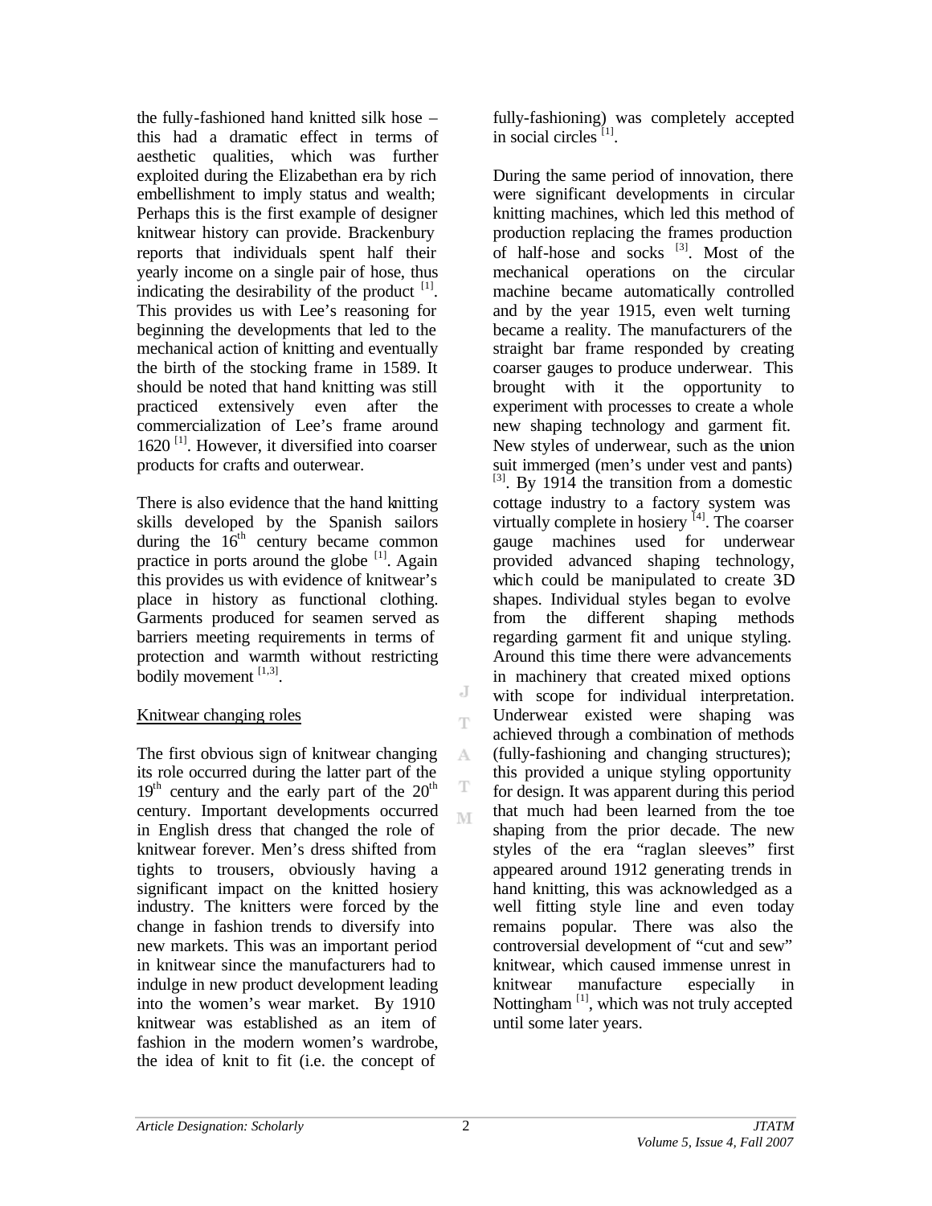the fully-fashioned hand knitted silk hose – this had a dramatic effect in terms of aesthetic qualities, which was further exploited during the Elizabethan era by rich embellishment to imply status and wealth; Perhaps this is the first example of designer knitwear history can provide. Brackenbury reports that individuals spent half their yearly income on a single pair of hose, thus indicating the desirability of the product [1]. This provides us with Lee's reasoning for beginning the developments that led to the mechanical action of knitting and eventually the birth of the stocking frame in 1589. It should be noted that hand knitting was still practiced extensively even after the commercialization of Lee's frame around 1620 [1]. However, it diversified into coarser products for crafts and outerwear.

There is also evidence that the hand knitting skills developed by the Spanish sailors during the 16th century became common practice in ports around the globe [1]. Again this provides us with evidence of knitwear's place in history as functional clothing. Garments produced for seamen served as barriers meeting requirements in terms of protection and warmth without restricting bodily movement [1,3].

## Knitwear changing roles

The first obvious sign of knitwear changing its role occurred during the latter part of the 19th century and the early part of the 20th century. Important developments occurred in English dress that changed the role of knitwear forever. Men's dress shifted from tights to trousers, obviously having a significant impact on the knitted hosiery industry. The knitters were forced by the change in fashion trends to diversify into new markets. This was an important period in knitwear since the manufacturers had to indulge in new product development leading into the women's wear market. By 1910 knitwear was established as an item of fashion in the modern women's wardrobe, the idea of knit to fit (i.e. the concept of fully-fashioning) was completely accepted in social circles [1].

During the same period of innovation, there were significant developments in circular knitting machines, which led this method of production replacing the frames production of half-hose and socks [3]. Most of the mechanical operations on the circular machine became automatically controlled and by the year 1915, even welt turning became a reality. The manufacturers of the straight bar frame responded by creating coarser gauges to produce underwear. This brought with it the opportunity to experiment with processes to create a whole new shaping technology and garment fit. New styles of underwear, such as the union suit immerged (men's under vest and pants) [3]. By 1914 the transition from a domestic cottage industry to a factory system was virtually complete in hosiery [4]. The coarser gauge machines used for underwear provided advanced shaping technology, which could be manipulated to create 3-D shapes. Individual styles began to evolve from the different shaping methods regarding garment fit and unique styling. Around this time there were advancements in machinery that created mixed options with scope for individual interpretation. Underwear existed were shaping was achieved through a combination of methods (fully-fashioning and changing structures); this provided a unique styling opportunity for design. It was apparent during this period that much had been learned from the toe shaping from the prior decade. The new styles of the era "raglan sleeves" first appeared around 1912 generating trends in hand knitting, this was acknowledged as a well fitting style line and even today remains popular. There was also the controversial development of "cut and sew" knitwear, which caused immense unrest in knitwear manufacture especially in Nottingham [1], which was not truly accepted until some later years.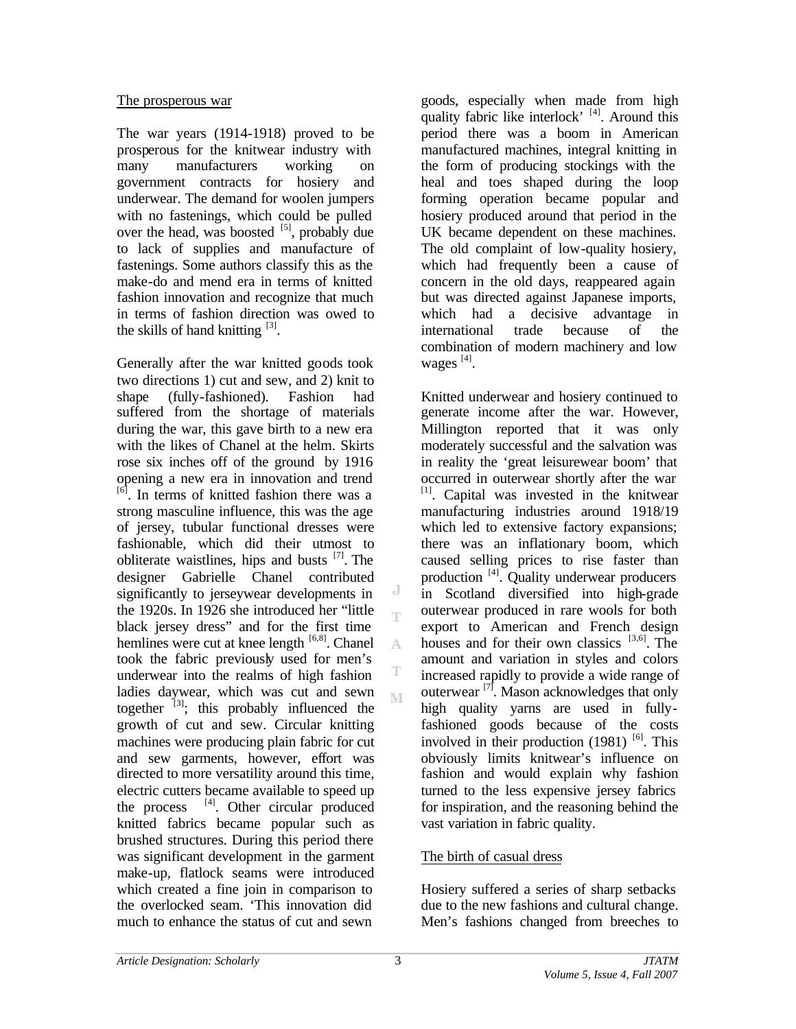## The prosperous war

The war years (1914-1918) proved to be prosperous for the knitwear industry with many manufacturers working on government contracts for hosiery and underwear. The demand for woolen jumpers with no fastenings, which could be pulled over the head, was boosted [5], probably due to lack of supplies and manufacture of fastenings. Some authors classify this as the make-do and mend era in terms of knitted fashion innovation and recognize that much in terms of fashion direction was owed to the skills of hand knitting [3].

Generally after the war knitted goods took two directions 1) cut and sew, and 2) knit to shape (fully-fashioned). Fashion had suffered from the shortage of materials during the war, this gave birth to a new era with the likes of Chanel at the helm. Skirts rose six inches off of the ground by 1916 opening a new era in innovation and trend [6]. In terms of knitted fashion there was a strong masculine influence, this was the age of jersey, tubular functional dresses were fashionable, which did their utmost to obliterate waistlines, hips and busts [7]. The designer Gabrielle Chanel contributed significantly to jerseywear developments in the 1920s. In 1926 she introduced her "little black jersey dress" and for the first time hemlines were cut at knee length [6,8]. Chanel took the fabric previously used for men's underwear into the realms of high fashion ladies daywear, which was cut and sewn together [3]; this probably influenced the growth of cut and sew. Circular knitting machines were producing plain fabric for cut and sew garments, however, effort was directed to more versatility around this time, electric cutters became available to speed up the process [4]. Other circular produced knitted fabrics became popular such as brushed structures. During this period there was significant development in the garment make-up, flatlock seams were introduced which created a fine join in comparison to the overlocked seam. 'This innovation did much to enhance the status of cut and sewn goods, especially when made from high quality fabric like interlock' [4]. Around this period there was a boom in American manufactured machines, integral knitting in the form of producing stockings with the heal and toes shaped during the loop forming operation became popular and hosiery produced around that period in the UK became dependent on these machines. The old complaint of low-quality hosiery, which had frequently been a cause of concern in the old days, reappeared again but was directed against Japanese imports, which had a decisive advantage in international trade because of the combination of modern machinery and low wages [4].

Knitted underwear and hosiery continued to generate income after the war. However, Millington reported that it was only moderately successful and the salvation was in reality the 'great leisurewear boom' that occurred in outerwear shortly after the war [1]. Capital was invested in the knitwear manufacturing industries around 1918/19 which led to extensive factory expansions; there was an inflationary boom, which caused selling prices to rise faster than production [4]. Quality underwear producers in Scotland diversified into high-grade outerwear produced in rare wools for both export to American and French design houses and for their own classics [3,6]. The amount and variation in styles and colors increased rapidly to provide a wide range of outerwear [7]. Mason acknowledges that only high quality yarns are used in fully-fashioned goods because of the costs involved in their production (1981) [6]. This obviously limits knitwear's influence on fashion and would explain why fashion turned to the less expensive jersey fabrics for inspiration, and the reasoning behind the vast variation in fabric quality.

## The birth of casual dress

Hosiery suffered a series of sharp setbacks due to the new fashions and cultural change. Men's fashions changed from breeches to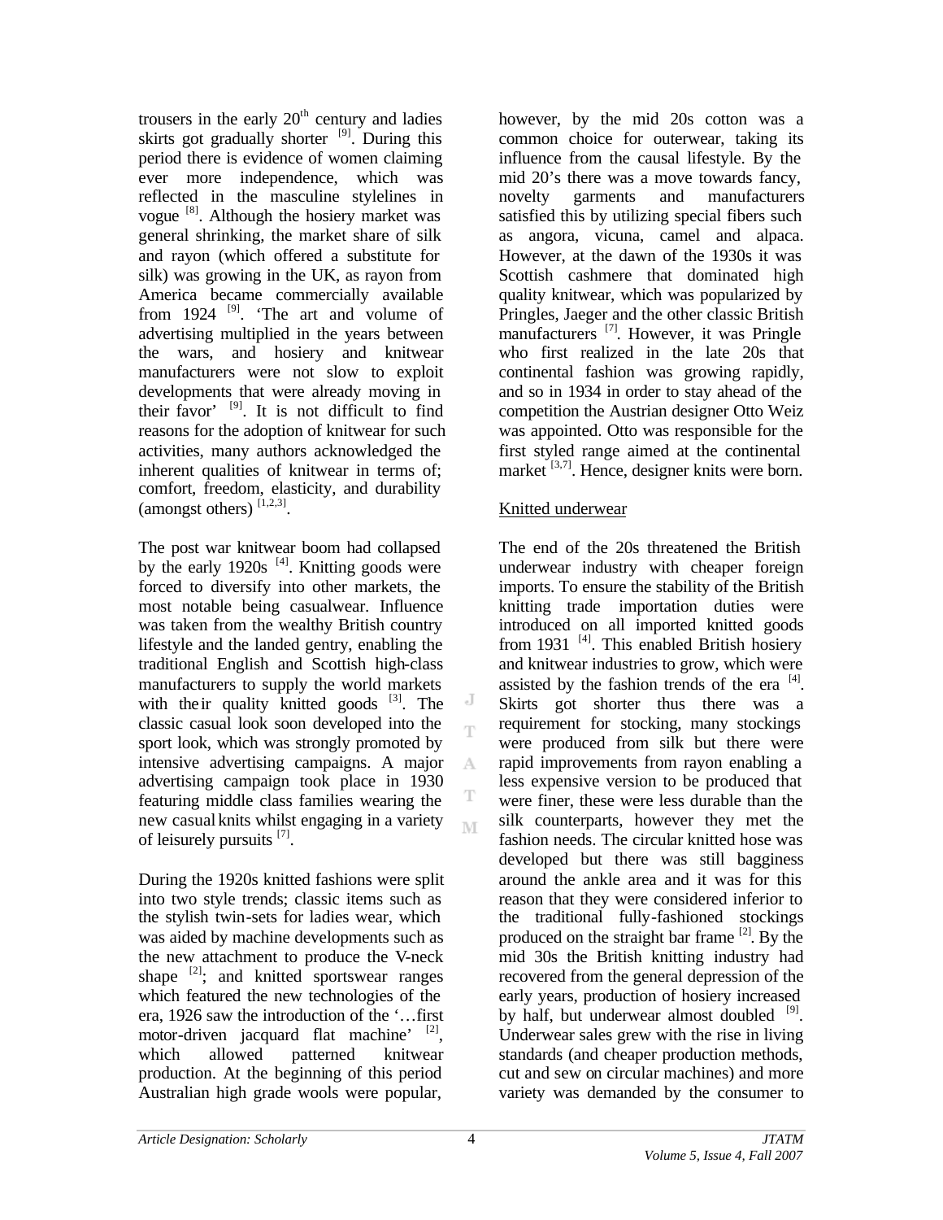trousers in the early 20th century and ladies skirts got gradually shorter [9]. During this period there is evidence of women claiming ever more independence, which was reflected in the masculine stylelines in vogue [8]. Although the hosiery market was general shrinking, the market share of silk and rayon (which offered a substitute for silk) was growing in the UK, as rayon from America became commercially available from 1924 [9]. 'The art and volume of advertising multiplied in the years between the wars, and hosiery and knitwear manufacturers were not slow to exploit developments that were already moving in their favor' [9]. It is not difficult to find reasons for the adoption of knitwear for such activities, many authors acknowledged the inherent qualities of knitwear in terms of; comfort, freedom, elasticity, and durability (amongst others) [1,2,3].

The post war knitwear boom had collapsed by the early 1920s [4]. Knitting goods were forced to diversify into other markets, the most notable being casualwear. Influence was taken from the wealthy British country lifestyle and the landed gentry, enabling the traditional English and Scottish high-class manufacturers to supply the world markets with their quality knitted goods [3]. The classic casual look soon developed into the sport look, which was strongly promoted by intensive advertising campaigns. A major advertising campaign took place in 1930 featuring middle class families wearing the new casual knits whilst engaging in a variety of leisurely pursuits [7].

During the 1920s knitted fashions were split into two style trends; classic items such as the stylish twin-sets for ladies wear, which was aided by machine developments such as the new attachment to produce the V-neck shape [2]; and knitted sportswear ranges which featured the new technologies of the era, 1926 saw the introduction of the '…first motor-driven jacquard flat machine' [2], which allowed patterned knitwear production. At the beginning of this period Australian high grade wools were popular, however, by the mid 20s cotton was a common choice for outerwear, taking its influence from the causal lifestyle. By the mid 20's there was a move towards fancy, novelty garments and manufacturers satisfied this by utilizing special fibers such as angora, vicuna, camel and alpaca. However, at the dawn of the 1930s it was Scottish cashmere that dominated high quality knitwear, which was popularized by Pringles, Jaeger and the other classic British manufacturers [7]. However, it was Pringle who first realized in the late 20s that continental fashion was growing rapidly, and so in 1934 in order to stay ahead of the competition the Austrian designer Otto Weiz was appointed. Otto was responsible for the first styled range aimed at the continental market [3,7]. Hence, designer knits were born.

<u>Knitted underwear</u>

The end of the 20s threatened the British underwear industry with cheaper foreign imports. To ensure the stability of the British knitting trade importation duties were introduced on all imported knitted goods from 1931 [4]. This enabled British hosiery and knitwear industries to grow, which were assisted by the fashion trends of the era [4]. Skirts got shorter thus there was a requirement for stocking, many stockings were produced from silk but there were rapid improvements from rayon enabling a less expensive version to be produced that were finer, these were less durable than the silk counterparts, however they met the fashion needs. The circular knitted hose was developed but there was still bagginess around the ankle area and it was for this reason that they were considered inferior to the traditional fully-fashioned stockings produced on the straight bar frame [2]. By the mid 30s the British knitting industry had recovered from the general depression of the early years, production of hosiery increased by half, but underwear almost doubled [9]. Underwear sales grew with the rise in living standards (and cheaper production methods, cut and sew on circular machines) and more variety was demanded by the consumer to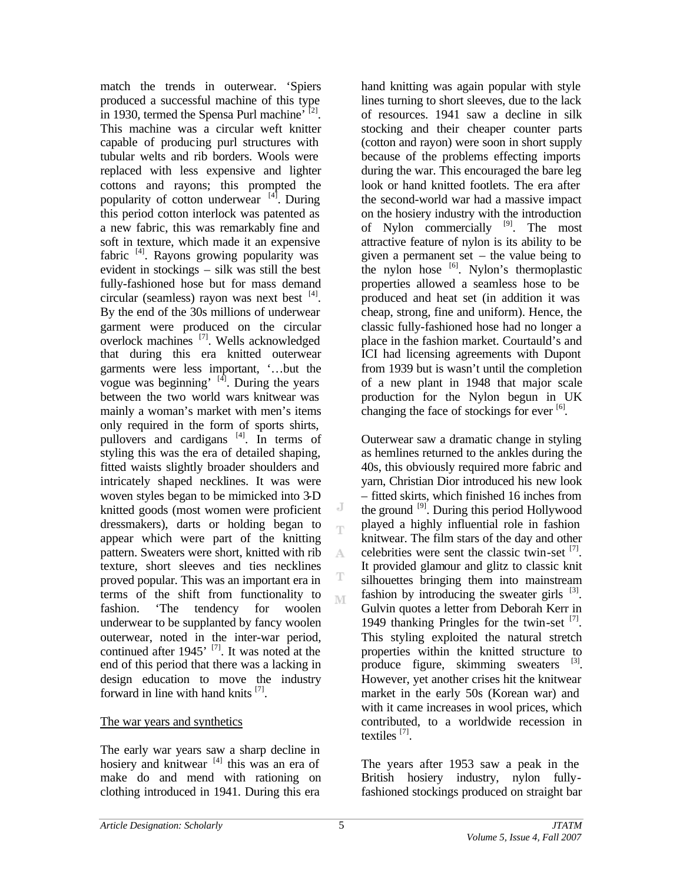match the trends in outerwear. 'Spiers produced a successful machine of this type in 1930, termed the Spensa Purl machine' [2]. This machine was a circular weft knitter capable of producing purl structures with tubular welts and rib borders. Wools were replaced with less expensive and lighter cottons and rayons; this prompted the popularity of cotton underwear [4]. During this period cotton interlock was patented as a new fabric, this was remarkably fine and soft in texture, which made it an expensive fabric [4]. Rayons growing popularity was evident in stockings – silk was still the best fully-fashioned hose but for mass demand circular (seamless) rayon was next best [4]. By the end of the 30s millions of underwear garment were produced on the circular overlock machines [7]. Wells acknowledged that during this era knitted outerwear garments were less important, '…but the vogue was beginning' [4]. During the years between the two world wars knitwear was mainly a woman's market with men's items only required in the form of sports shirts, pullovers and cardigans [4]. In terms of styling this was the era of detailed shaping, fitted waists slightly broader shoulders and intricately shaped necklines. It was were woven styles began to be mimicked into 3-D knitted goods (most women were proficient dressmakers), darts or holding began to appear which were part of the knitting pattern. Sweaters were short, knitted with rib texture, short sleeves and ties necklines proved popular. This was an important era in terms of the shift from functionality to fashion. 'The tendency for woolen underwear to be supplanted by fancy woolen outerwear, noted in the inter-war period, continued after 1945' [7]. It was noted at the end of this period that there was a lacking in design education to move the industry forward in line with hand knits [7].

## The war years and synthetics

The early war years saw a sharp decline in hosiery and knitwear [4] this was an era of make do and mend with rationing on clothing introduced in 1941. During this era hand knitting was again popular with style lines turning to short sleeves, due to the lack of resources. 1941 saw a decline in silk stocking and their cheaper counter parts (cotton and rayon) were soon in short supply because of the problems effecting imports during the war. This encouraged the bare leg look or hand knitted footlets. The era after the second-world war had a massive impact on the hosiery industry with the introduction of Nylon commercially [9]. The most attractive feature of nylon is its ability to be given a permanent set – the value being to the nylon hose [6]. Nylon's thermoplastic properties allowed a seamless hose to be produced and heat set (in addition it was cheap, strong, fine and uniform). Hence, the classic fully-fashioned hose had no longer a place in the fashion market. Courtauld's and ICI had licensing agreements with Dupont from 1939 but is wasn't until the completion of a new plant in 1948 that major scale production for the Nylon begun in UK changing the face of stockings for ever [6].

Outerwear saw a dramatic change in styling as hemlines returned to the ankles during the 40s, this obviously required more fabric and yarn, Christian Dior introduced his new look – fitted skirts, which finished 16 inches from the ground [9]. During this period Hollywood played a highly influential role in fashion knitwear. The film stars of the day and other celebrities were sent the classic twin-set [7]. It provided glamour and glitz to classic knit silhouettes bringing them into mainstream fashion by introducing the sweater girls [3]. Gulvin quotes a letter from Deborah Kerr in 1949 thanking Pringles for the twin-set [7]. This styling exploited the natural stretch properties within the knitted structure to produce figure, skimming sweaters [3]. However, yet another crises hit the knitwear market in the early 50s (Korean war) and with it came increases in wool prices, which contributed, to a worldwide recession in textiles [7].

The years after 1953 saw a peak in the British hosiery industry, nylon fully-fashioned stockings produced on straight bar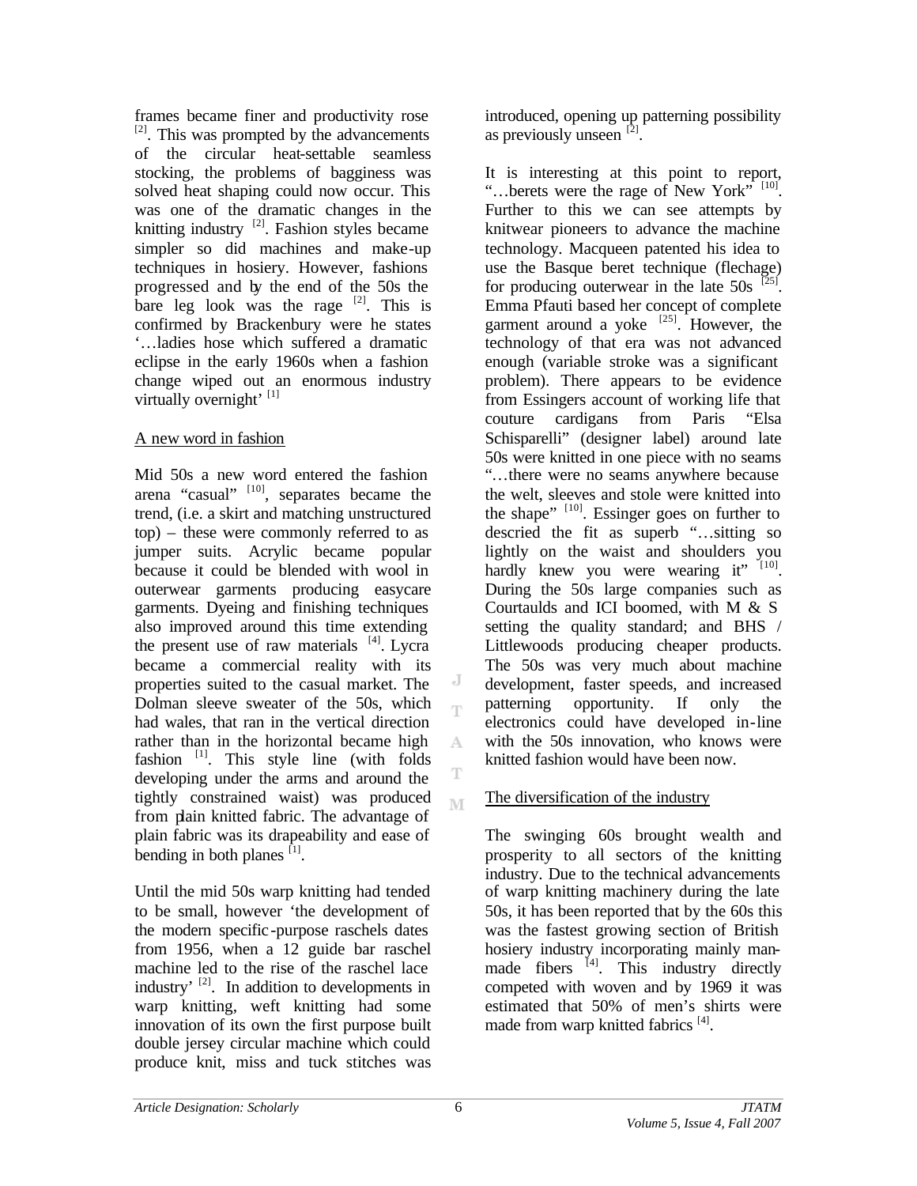frames became finer and productivity rose [2]. This was prompted by the advancements of the circular heat-settable seamless stocking, the problems of bagginess was solved heat shaping could now occur. This was one of the dramatic changes in the knitting industry [2]. Fashion styles became simpler so did machines and make-up techniques in hosiery. However, fashions progressed and by the end of the 50s the bare leg look was the rage [2]. This is confirmed by Brackenbury were he states '…ladies hose which suffered a dramatic eclipse in the early 1960s when a fashion change wiped out an enormous industry virtually overnight' [1]

## A new word in fashion

Mid 50s a new word entered the fashion arena "casual" [10], separates became the trend, (i.e. a skirt and matching unstructured top) – these were commonly referred to as jumper suits. Acrylic became popular because it could be blended with wool in outerwear garments producing easycare garments. Dyeing and finishing techniques also improved around this time extending the present use of raw materials [4]. Lycra became a commercial reality with its properties suited to the casual market. The Dolman sleeve sweater of the 50s, which had wales, that ran in the vertical direction rather than in the horizontal became high fashion [1]. This style line (with folds developing under the arms and around the tightly constrained waist) was produced from plain knitted fabric. The advantage of plain fabric was its drapeability and ease of bending in both planes [1].

Until the mid 50s warp knitting had tended to be small, however 'the development of the modern specific-purpose raschels dates from 1956, when a 12 guide bar raschel machine led to the rise of the raschel lace industry' [2]. In addition to developments in warp knitting, weft knitting had some innovation of its own the first purpose built double jersey circular machine which could produce knit, miss and tuck stitches was introduced, opening up patterning possibility as previously unseen [2].

It is interesting at this point to report, "…berets were the rage of New York" [10]. Further to this we can see attempts by knitwear pioneers to advance the machine technology. Macqueen patented his idea to use the Basque beret technique (flechage) for producing outerwear in the late 50s [25]. Emma Pfauti based her concept of complete garment around a yoke [25]. However, the technology of that era was not advanced enough (variable stroke was a significant problem). There appears to be evidence from Essingers account of working life that couture cardigans from Paris "Elsa Schisparelli" (designer label) around late 50s were knitted in one piece with no seams "…there were no seams anywhere because the welt, sleeves and stole were knitted into the shape" [10]. Essinger goes on further to descried the fit as superb "…sitting so lightly on the waist and shoulders you hardly knew you were wearing it" [10]. During the 50s large companies such as Courtaulds and ICI boomed, with M & S setting the quality standard; and BHS / Littlewoods producing cheaper products. The 50s was very much about machine development, faster speeds, and increased patterning opportunity. If only the electronics could have developed in-line with the 50s innovation, who knows were knitted fashion would have been now.

## The diversification of the industry

The swinging 60s brought wealth and prosperity to all sectors of the knitting industry. Due to the technical advancements of warp knitting machinery during the late 50s, it has been reported that by the 60s this was the fastest growing section of British hosiery industry incorporating mainly man-made fibers [4]. This industry directly competed with woven and by 1969 it was estimated that 50% of men's shirts were made from warp knitted fabrics [4].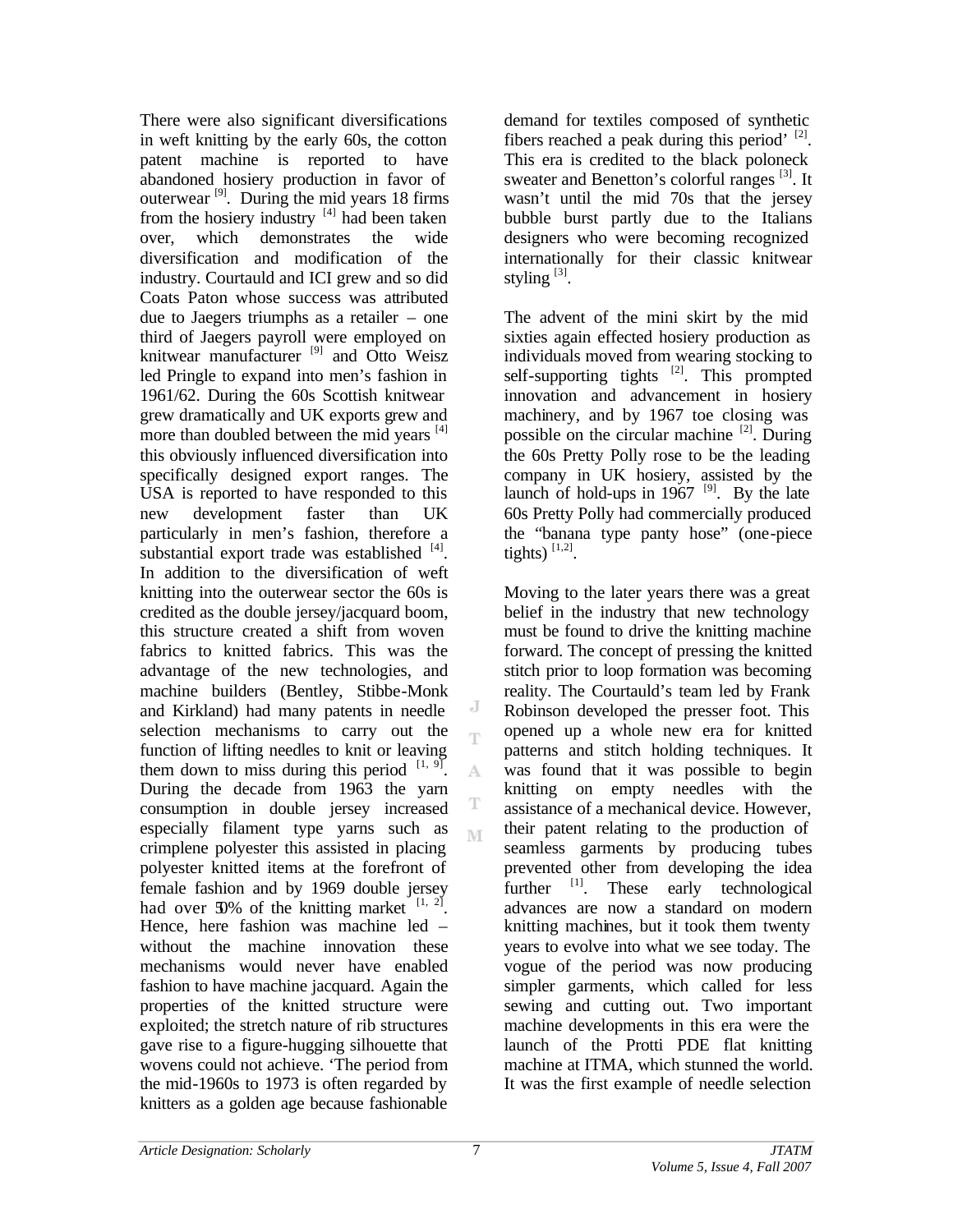There were also significant diversifications in weft knitting by the early 60s, the cotton patent machine is reported to have abandoned hosiery production in favor of outerwear [9]. During the mid years 18 firms from the hosiery industry [4] had been taken over, which demonstrates the wide diversification and modification of the industry. Courtauld and ICI grew and so did Coats Paton whose success was attributed due to Jaegers triumphs as a retailer – one third of Jaegers payroll were employed on knitwear manufacturer [9] and Otto Weisz led Pringle to expand into men's fashion in 1961/62. During the 60s Scottish knitwear grew dramatically and UK exports grew and more than doubled between the mid years [4] this obviously influenced diversification into specifically designed export ranges. The USA is reported to have responded to this new development faster than UK particularly in men's fashion, therefore a substantial export trade was established [4]. In addition to the diversification of weft knitting into the outerwear sector the 60s is credited as the double jersey/jacquard boom, this structure created a shift from woven fabrics to knitted fabrics. This was the advantage of the new technologies, and machine builders (Bentley, Stibbe-Monk and Kirkland) had many patents in needle selection mechanisms to carry out the function of lifting needles to knit or leaving them down to miss during this period [1, 9]. During the decade from 1963 the yarn consumption in double jersey increased especially filament type yarns such as crimplene polyester this assisted in placing polyester knitted items at the forefront of female fashion and by 1969 double jersey had over 50% of the knitting market [1, 2]. Hence, here fashion was machine led – without the machine innovation these mechanisms would never have enabled fashion to have machine jacquard. Again the properties of the knitted structure were exploited; the stretch nature of rib structures gave rise to a figure-hugging silhouette that wovens could not achieve. 'The period from the mid-1960s to 1973 is often regarded by knitters as a golden age because fashionable demand for textiles composed of synthetic fibers reached a peak during this period' [2]. This era is credited to the black poloneck sweater and Benetton's colorful ranges [3]. It wasn't until the mid 70s that the jersey bubble burst partly due to the Italians designers who were becoming recognized internationally for their classic knitwear styling [3].

The advent of the mini skirt by the mid sixties again effected hosiery production as individuals moved from wearing stocking to self-supporting tights [2]. This prompted innovation and advancement in hosiery machinery, and by 1967 toe closing was possible on the circular machine [2]. During the 60s Pretty Polly rose to be the leading company in UK hosiery, assisted by the launch of hold-ups in 1967 [9]. By the late 60s Pretty Polly had commercially produced the "banana type panty hose" (one-piece tights) [1,2].

Moving to the later years there was a great belief in the industry that new technology must be found to drive the knitting machine forward. The concept of pressing the knitted stitch prior to loop formation was becoming reality. The Courtauld's team led by Frank Robinson developed the presser foot. This opened up a whole new era for knitted patterns and stitch holding techniques. It was found that it was possible to begin knitting on empty needles with the assistance of a mechanical device. However, their patent relating to the production of seamless garments by producing tubes prevented other from developing the idea further [1]. These early technological advances are now a standard on modern knitting machines, but it took them twenty years to evolve into what we see today. The vogue of the period was now producing simpler garments, which called for less sewing and cutting out. Two important machine developments in this era were the launch of the Protti PDE flat knitting machine at ITMA, which stunned the world. It was the first example of needle selection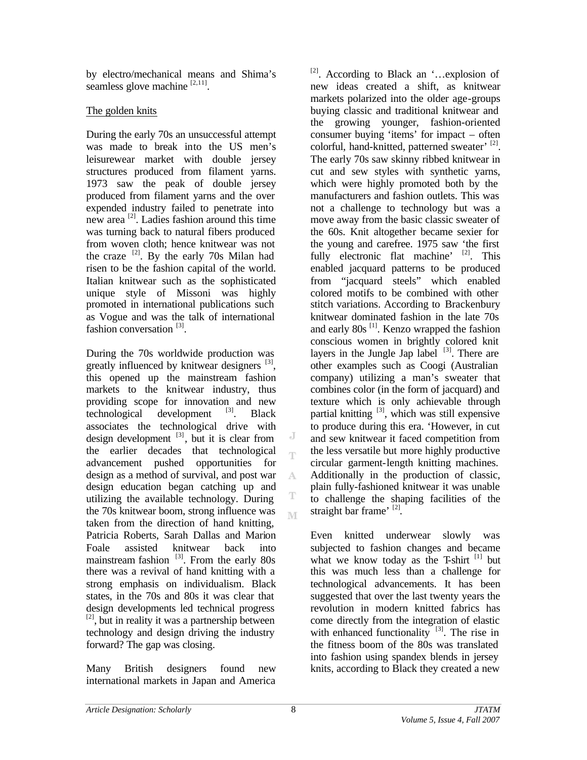by electro/mechanical means and Shima's seamless glove machine [2,11].

## The golden knits

During the early 70s an unsuccessful attempt was made to break into the US men's leisurewear market with double jersey structures produced from filament yarns. 1973 saw the peak of double jersey produced from filament yarns and the over expended industry failed to penetrate into new area [2]. Ladies fashion around this time was turning back to natural fibers produced from woven cloth; hence knitwear was not the craze [2]. By the early 70s Milan had risen to be the fashion capital of the world. Italian knitwear such as the sophisticated unique style of Missoni was highly promoted in international publications such as Vogue and was the talk of international fashion conversation [3].

During the 70s worldwide production was greatly influenced by knitwear designers [3], this opened up the mainstream fashion markets to the knitwear industry, thus providing scope for innovation and new technological development [3]. Black associates the technological drive with design development [3], but it is clear from the earlier decades that technological advancement pushed opportunities for design as a method of survival, and post war design education began catching up and utilizing the available technology. During the 70s knitwear boom, strong influence was taken from the direction of hand knitting, Patricia Roberts, Sarah Dallas and Marion Foale assisted knitwear back into mainstream fashion [3]. From the early 80s there was a revival of hand knitting with a strong emphasis on individualism. Black states, in the 70s and 80s it was clear that design developments led technical progress [2], but in reality it was a partnership between technology and design driving the industry forward? The gap was closing.

Many British designers found new international markets in Japan and America [2]. According to Black an '…explosion of new ideas created a shift, as knitwear markets polarized into the older age-groups buying classic and traditional knitwear and the growing younger, fashion-oriented consumer buying 'items' for impact – often colorful, hand-knitted, patterned sweater' [2]. The early 70s saw skinny ribbed knitwear in cut and sew styles with synthetic yarns, which were highly promoted both by the manufacturers and fashion outlets. This was not a challenge to technology but was a move away from the basic classic sweater of the 60s. Knit altogether became sexier for the young and carefree. 1975 saw 'the first fully electronic flat machine' [2]. This enabled jacquard patterns to be produced from "jacquard steels" which enabled colored motifs to be combined with other stitch variations. According to Brackenbury knitwear dominated fashion in the late 70s and early 80s [1]. Kenzo wrapped the fashion conscious women in brightly colored knit layers in the Jungle Jap label [3]. There are other examples such as Coogi (Australian company) utilizing a man's sweater that combines color (in the form of jacquard) and texture which is only achievable through partial knitting [3], which was still expensive to produce during this era. 'However, in cut and sew knitwear it faced competition from the less versatile but more highly productive circular garment-length knitting machines. Additionally in the production of classic, plain fully-fashioned knitwear it was unable to challenge the shaping facilities of the straight bar frame' [2].

Even knitted underwear slowly was subjected to fashion changes and became what we know today as the T-shirt [1] but this was much less than a challenge for technological advancements. It has been suggested that over the last twenty years the revolution in modern knitted fabrics has come directly from the integration of elastic with enhanced functionality [3]. The rise in the fitness boom of the 80s was translated into fashion using spandex blends in jersey knits, according to Black they created a new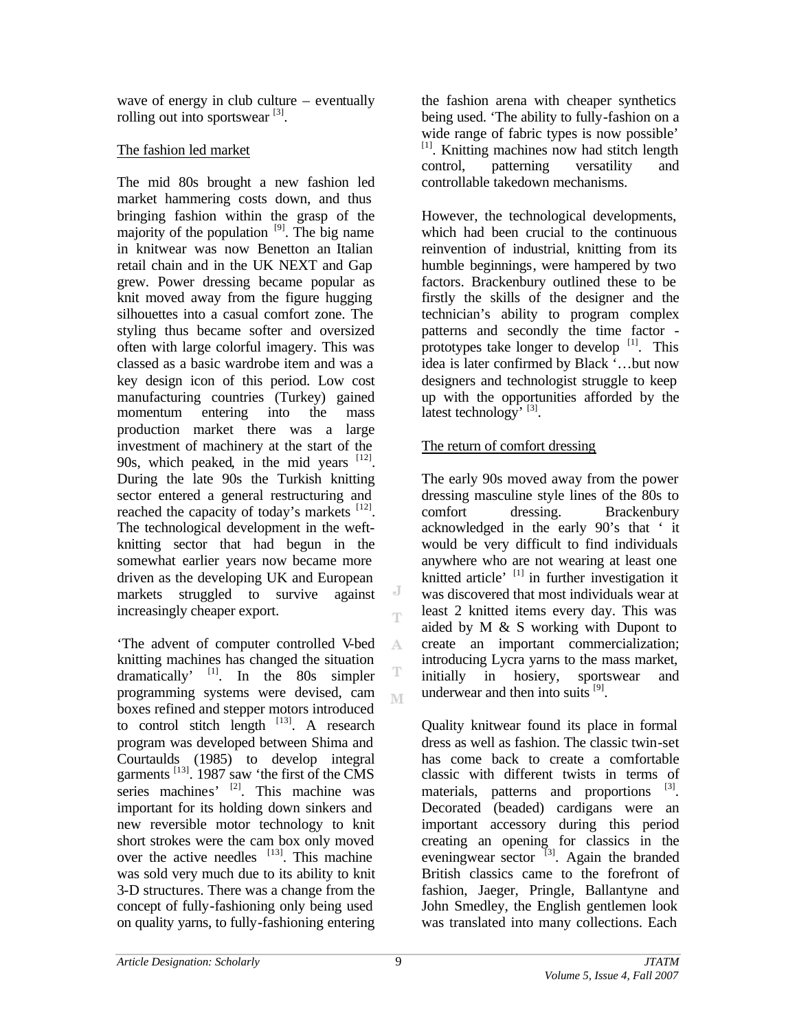wave of energy in club culture – eventually rolling out into sportswear [3].

## The fashion led market

The mid 80s brought a new fashion led market hammering costs down, and thus bringing fashion within the grasp of the majority of the population [9]. The big name in knitwear was now Benetton an Italian retail chain and in the UK NEXT and Gap grew. Power dressing became popular as knit moved away from the figure hugging silhouettes into a casual comfort zone. The styling thus became softer and oversized often with large colorful imagery. This was classed as a basic wardrobe item and was a key design icon of this period. Low cost manufacturing countries (Turkey) gained momentum entering into the mass production market there was a large investment of machinery at the start of the 90s, which peaked, in the mid years [12]. During the late 90s the Turkish knitting sector entered a general restructuring and reached the capacity of today's markets [12]. The technological development in the weft-knitting sector that had begun in the somewhat earlier years now became more driven as the developing UK and European markets struggled to survive against increasingly cheaper export.

'The advent of computer controlled V-bed knitting machines has changed the situation dramatically' [1]. In the 80s simpler programming systems were devised, cam boxes refined and stepper motors introduced to control stitch length [13]. A research program was developed between Shima and Courtaulds (1985) to develop integral garments [13]. 1987 saw 'the first of the CMS series machines' [2]. This machine was important for its holding down sinkers and new reversible motor technology to knit short strokes were the cam box only moved over the active needles [13]. This machine was sold very much due to its ability to knit 3-D structures. There was a change from the concept of fully-fashioning only being used on quality yarns, to fully-fashioning entering the fashion arena with cheaper synthetics being used. 'The ability to fully-fashion on a wide range of fabric types is now possible' [1]. Knitting machines now had stitch length control, patterning versatility and controllable takedown mechanisms.

However, the technological developments, which had been crucial to the continuous reinvention of industrial, knitting from its humble beginnings, were hampered by two factors. Brackenbury outlined these to be firstly the skills of the designer and the technician's ability to program complex patterns and secondly the time factor - prototypes take longer to develop [1]. This idea is later confirmed by Black '…but now designers and technologist struggle to keep up with the opportunities afforded by the latest technology' [3].

## The return of comfort dressing

The early 90s moved away from the power dressing masculine style lines of the 80s to comfort dressing. Brackenbury acknowledged in the early 90's that ' it would be very difficult to find individuals anywhere who are not wearing at least one knitted article' [1] in further investigation it was discovered that most individuals wear at least 2 knitted items every day. This was aided by M & S working with Dupont to create an important commercialization; introducing Lycra yarns to the mass market, initially in hosiery, sportswear and underwear and then into suits [9].

Quality knitwear found its place in formal dress as well as fashion. The classic twin-set has come back to create a comfortable classic with different twists in terms of materials, patterns and proportions [3]. Decorated (beaded) cardigans were an important accessory during this period creating an opening for classics in the eveningwear sector [3]. Again the branded British classics came to the forefront of fashion, Jaeger, Pringle, Ballantyne and John Smedley, the English gentlemen look was translated into many collections. Each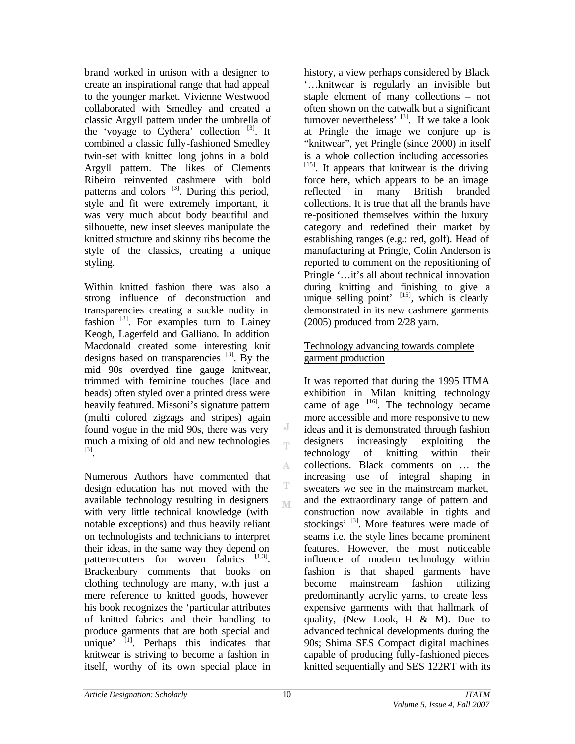brand worked in unison with a designer to create an inspirational range that had appeal to the younger market. Vivienne Westwood collaborated with Smedley and created a classic Argyll pattern under the umbrella of the 'voyage to Cythera' collection [3]. It combined a classic fully-fashioned Smedley twin-set with knitted long johns in a bold Argyll pattern. The likes of Clements Ribeiro reinvented cashmere with bold patterns and colors [3]. During this period, style and fit were extremely important, it was very much about body beautiful and silhouette, new inset sleeves manipulate the knitted structure and skinny ribs become the style of the classics, creating a unique styling.

Within knitted fashion there was also a strong influence of deconstruction and transparencies creating a suckle nudity in fashion [3]. For examples turn to Lainey Keogh, Lagerfeld and Galliano. In addition Macdonald created some interesting knit designs based on transparencies [3]. By the mid 90s overdyed fine gauge knitwear, trimmed with feminine touches (lace and beads) often styled over a printed dress were heavily featured. Missoni's signature pattern (multi colored zigzags and stripes) again found vogue in the mid 90s, there was very much a mixing of old and new technologies [3].

Numerous Authors have commented that design education has not moved with the available technology resulting in designers with very little technical knowledge (with notable exceptions) and thus heavily reliant on technologists and technicians to interpret their ideas, in the same way they depend on pattern-cutters for woven fabrics [1,3]. Brackenbury comments that books on clothing technology are many, with just a mere reference to knitted goods, however his book recognizes the 'particular attributes of knitted fabrics and their handling to produce garments that are both special and unique' [1]. Perhaps this indicates that knitwear is striving to become a fashion in itself, worthy of its own special place in history, a view perhaps considered by Black '…knitwear is regularly an invisible but staple element of many collections – not often shown on the catwalk but a significant turnover nevertheless' [3]. If we take a look at Pringle the image we conjure up is "knitwear", yet Pringle (since 2000) in itself is a whole collection including accessories [15]. It appears that knitwear is the driving force here, which appears to be an image reflected in many British branded collections. It is true that all the brands have re-positioned themselves within the luxury category and redefined their market by establishing ranges (e.g.: red, golf). Head of manufacturing at Pringle, Colin Anderson is reported to comment on the repositioning of Pringle '…it's all about technical innovation during knitting and finishing to give a unique selling point' [15], which is clearly demonstrated in its new cashmere garments (2005) produced from 2/28 yarn.

## Technology advancing towards complete garment production

It was reported that during the 1995 ITMA exhibition in Milan knitting technology came of age [16]. The technology became more accessible and more responsive to new ideas and it is demonstrated through fashion designers increasingly exploiting the technology of knitting within their collections. Black comments on … the increasing use of integral shaping in sweaters we see in the mainstream market, and the extraordinary range of pattern and construction now available in tights and stockings' [3]. More features were made of seams i.e. the style lines became prominent features. However, the most noticeable influence of modern technology within fashion is that shaped garments have become mainstream fashion utilizing predominantly acrylic yarns, to create less expensive garments with that hallmark of quality, (New Look, H & M). Due to advanced technical developments during the 90s; Shima SES Compact digital machines capable of producing fully-fashioned pieces knitted sequentially and SES 122RT with its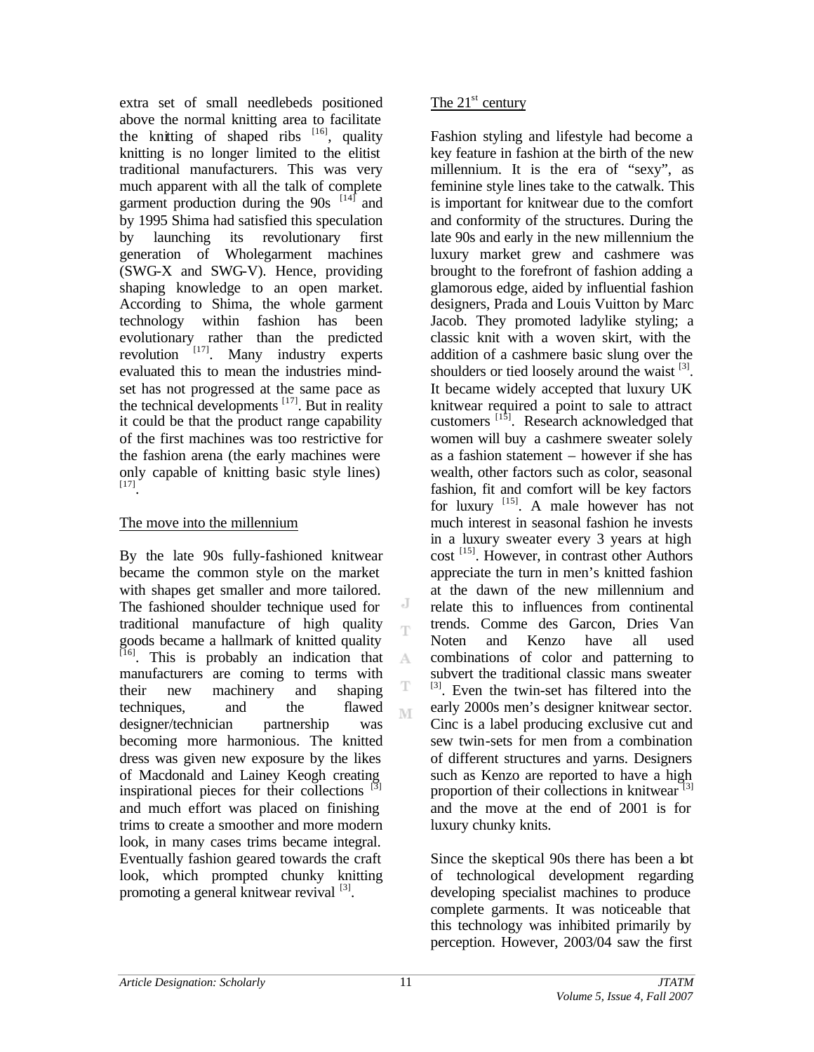extra set of small needlebeds positioned above the normal knitting area to facilitate the knitting of shaped ribs [16], quality knitting is no longer limited to the elitist traditional manufacturers. This was very much apparent with all the talk of complete garment production during the 90s [14] and by 1995 Shima had satisfied this speculation by launching its revolutionary first generation of Wholegarment machines (SWG-X and SWG-V). Hence, providing shaping knowledge to an open market. According to Shima, the whole garment technology within fashion has been evolutionary rather than the predicted revolution [17]. Many industry experts evaluated this to mean the industries mind-set has not progressed at the same pace as the technical developments [17]. But in reality it could be that the product range capability of the first machines was too restrictive for the fashion arena (the early machines were only capable of knitting basic style lines) [17].

## The move into the millennium

By the late 90s fully-fashioned knitwear became the common style on the market with shapes get smaller and more tailored. The fashioned shoulder technique used for traditional manufacture of high quality goods became a hallmark of knitted quality [16]. This is probably an indication that manufacturers are coming to terms with their new machinery and shaping techniques, and the flawed designer/technician partnership was becoming more harmonious. The knitted dress was given new exposure by the likes of Macdonald and Lainey Keogh creating inspirational pieces for their collections [3] and much effort was placed on finishing trims to create a smoother and more modern look, in many cases trims became integral. Eventually fashion geared towards the craft look, which prompted chunky knitting promoting a general knitwear revival [3].

## The 21st century

Fashion styling and lifestyle had become a key feature in fashion at the birth of the new millennium. It is the era of "sexy", as feminine style lines take to the catwalk. This is important for knitwear due to the comfort and conformity of the structures. During the late 90s and early in the new millennium the luxury market grew and cashmere was brought to the forefront of fashion adding a glamorous edge, aided by influential fashion designers, Prada and Louis Vuitton by Marc Jacob. They promoted ladylike styling; a classic knit with a woven skirt, with the addition of a cashmere basic slung over the shoulders or tied loosely around the waist [3]. It became widely accepted that luxury UK knitwear required a point to sale to attract customers [15]. Research acknowledged that women will buy a cashmere sweater solely as a fashion statement – however if she has wealth, other factors such as color, seasonal fashion, fit and comfort will be key factors for luxury [15]. A male however has not much interest in seasonal fashion he invests in a luxury sweater every 3 years at high cost [15]. However, in contrast other Authors appreciate the turn in men's knitted fashion at the dawn of the new millennium and relate this to influences from continental trends. Comme des Garcon, Dries Van Noten and Kenzo have all used combinations of color and patterning to subvert the traditional classic mans sweater [3]. Even the twin-set has filtered into the early 2000s men's designer knitwear sector. Cinc is a label producing exclusive cut and sew twin-sets for men from a combination of different structures and yarns. Designers such as Kenzo are reported to have a high proportion of their collections in knitwear [3] and the move at the end of 2001 is for luxury chunky knits.

Since the skeptical 90s there has been a lot of technological development regarding developing specialist machines to produce complete garments. It was noticeable that this technology was inhibited primarily by perception. However, 2003/04 saw the first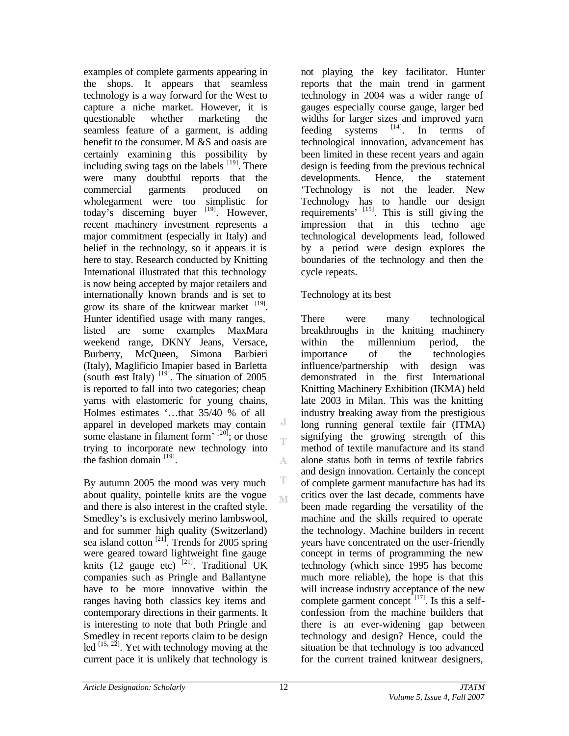examples of complete garments appearing in the shops. It appears that seamless technology is a way forward for the West to capture a niche market. However, it is questionable whether marketing the seamless feature of a garment, is adding benefit to the consumer. M &S and oasis are certainly examining this possibility by including swing tags on the labels [19]. There were many doubtful reports that the commercial garments produced on wholegarment were too simplistic for today's discerning buyer [19]. However, recent machinery investment represents a major commitment (especially in Italy) and belief in the technology, so it appears it is here to stay. Research conducted by Knitting International illustrated that this technology is now being accepted by major retailers and internationally known brands and is set to grow its share of the knitwear market [19]. Hunter identified usage with many ranges, listed are some examples MaxMara weekend range, DKNY Jeans, Versace, Burberry, McQueen, Simona Barbieri (Italy), Maglificio Imapier based in Barletta (south east Italy) [19]. The situation of 2005 is reported to fall into two categories; cheap yarns with elastomeric for young chains, Holmes estimates '…that 35/40 % of all apparel in developed markets may contain some elastane in filament form' [20]; or those trying to incorporate new technology into the fashion domain [19].

By autumn 2005 the mood was very much about quality, pointelle knits are the vogue and there is also interest in the crafted style. Smedley's is exclusively merino lambswool, and for summer high quality (Switzerland) sea island cotton [21]. Trends for 2005 spring were geared toward lightweight fine gauge knits (12 gauge etc) [21]. Traditional UK companies such as Pringle and Ballantyne have to be more innovative within the ranges having both classics key items and contemporary directions in their garments. It is interesting to note that both Pringle and Smedley in recent reports claim to be design led [15, 22]. Yet with technology moving at the current pace it is unlikely that technology is not playing the key facilitator. Hunter reports that the main trend in garment technology in 2004 was a wider range of gauges especially course gauge, larger bed widths for larger sizes and improved yarn feeding systems [14]. In terms of technological innovation, advancement has been limited in these recent years and again design is feeding from the previous technical developments. Hence, the statement 'Technology is not the leader. New Technology has to handle our design requirements' [15]. This is still giving the impression that in this techno age technological developments lead, followed by a period were design explores the boundaries of the technology and then the cycle repeats.

Technology at its best

There were many technological breakthroughs in the knitting machinery within the millennium period, the importance of the technologies influence/partnership with design was demonstrated in the first International Knitting Machinery Exhibition (IKMA) held late 2003 in Milan. This was the knitting industry breaking away from the prestigious long running general textile fair (ITMA) signifying the growing strength of this method of textile manufacture and its stand alone status both in terms of textile fabrics and design innovation. Certainly the concept of complete garment manufacture has had its critics over the last decade, comments have been made regarding the versatility of the machine and the skills required to operate the technology. Machine builders in recent years have concentrated on the user-friendly concept in terms of programming the new technology (which since 1995 has become much more reliable), the hope is that this will increase industry acceptance of the new complete garment concept [17]. Is this a self-confession from the machine builders that there is an ever-widening gap between technology and design? Hence, could the situation be that technology is too advanced for the current trained knitwear designers,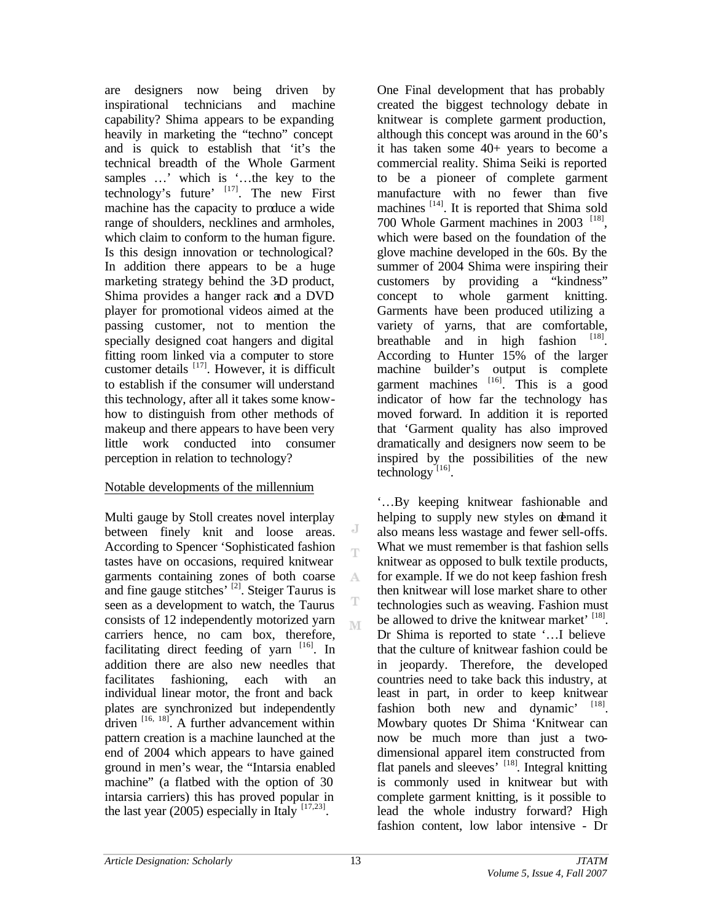are designers now being driven by inspirational technicians and machine capability? Shima appears to be expanding heavily in marketing the "techno" concept and is quick to establish that 'it's the technical breadth of the Whole Garment samples …' which is '…the key to the technology's future' [17]. The new First machine has the capacity to produce a wide range of shoulders, necklines and armholes, which claim to conform to the human figure. Is this design innovation or technological? In addition there appears to be a huge marketing strategy behind the 3-D product, Shima provides a hanger rack and a DVD player for promotional videos aimed at the passing customer, not to mention the specially designed coat hangers and digital fitting room linked via a computer to store customer details [17]. However, it is difficult to establish if the consumer will understand this technology, after all it takes some know-how to distinguish from other methods of makeup and there appears to have been very little work conducted into consumer perception in relation to technology?

## Notable developments of the millennium

Multi gauge by Stoll creates novel interplay between finely knit and loose areas. According to Spencer 'Sophisticated fashion tastes have on occasions, required knitwear garments containing zones of both coarse and fine gauge stitches' [2]. Steiger Taurus is seen as a development to watch, the Taurus consists of 12 independently motorized yarn carriers hence, no cam box, therefore, facilitating direct feeding of yarn [16]. In addition there are also new needles that facilitates fashioning, each with an individual linear motor, the front and back plates are synchronized but independently driven [16, 18]. A further advancement within pattern creation is a machine launched at the end of 2004 which appears to have gained ground in men's wear, the "Intarsia enabled machine" (a flatbed with the option of 30 intarsia carriers) this has proved popular in the last year (2005) especially in Italy [17,23].

One Final development that has probably created the biggest technology debate in knitwear is complete garment production, although this concept was around in the 60's it has taken some 40+ years to become a commercial reality. Shima Seiki is reported to be a pioneer of complete garment manufacture with no fewer than five machines [14]. It is reported that Shima sold 700 Whole Garment machines in 2003 [18], which were based on the foundation of the glove machine developed in the 60s. By the summer of 2004 Shima were inspiring their customers by providing a "kindness" concept to whole garment knitting. Garments have been produced utilizing a variety of yarns, that are comfortable, breathable and in high fashion [18]. According to Hunter 15% of the larger machine builder's output is complete garment machines [16]. This is a good indicator of how far the technology has moved forward. In addition it is reported that 'Garment quality has also improved dramatically and designers now seem to be inspired by the possibilities of the new technology [16].

'…By keeping knitwear fashionable and helping to supply new styles on demand it also means less wastage and fewer sell-offs. What we must remember is that fashion sells knitwear as opposed to bulk textile products, for example. If we do not keep fashion fresh then knitwear will lose market share to other technologies such as weaving. Fashion must be allowed to drive the knitwear market' [18]. Dr Shima is reported to state '…I believe that the culture of knitwear fashion could be in jeopardy. Therefore, the developed countries need to take back this industry, at least in part, in order to keep knitwear fashion both new and dynamic' [18]. Mowbary quotes Dr Shima 'Knitwear can now be much more than just a two-dimensional apparel item constructed from flat panels and sleeves' [18]. Integral knitting is commonly used in knitwear but with complete garment knitting, is it possible to lead the whole industry forward? High fashion content, low labor intensive - Dr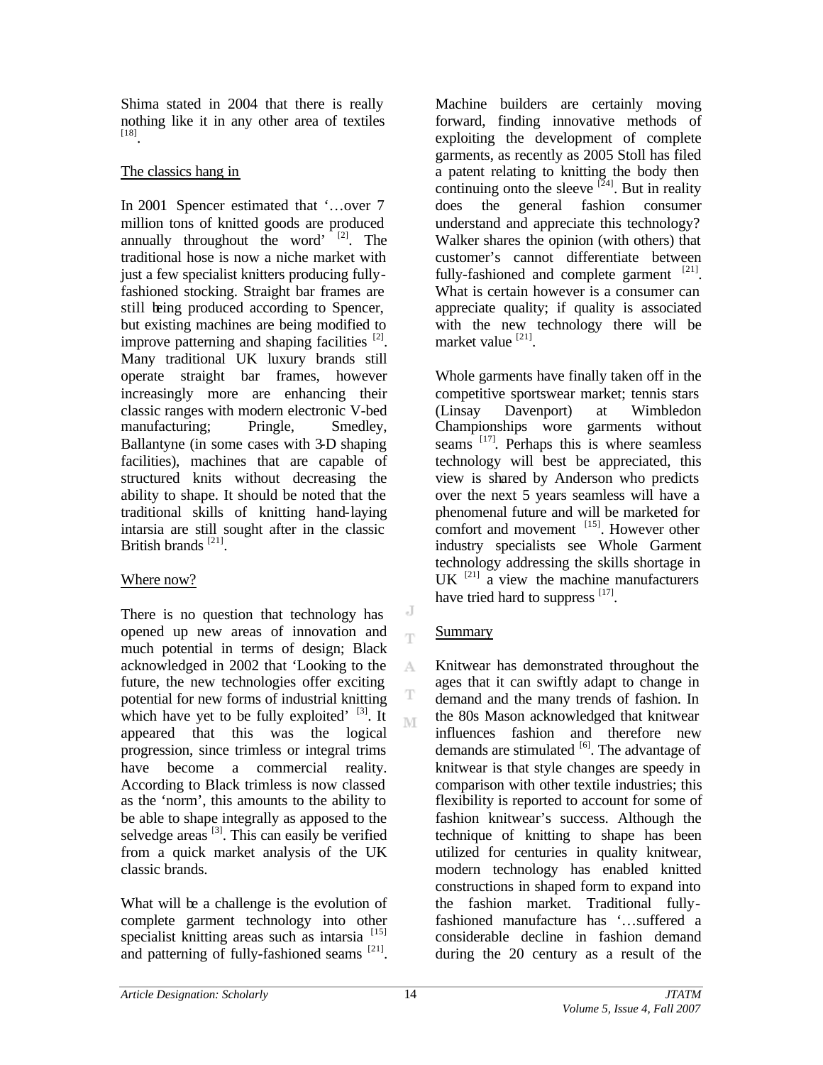Shima stated in 2004 that there is really nothing like it in any other area of textiles [18].

The classics hang in

In 2001 Spencer estimated that '…over 7 million tons of knitted goods are produced annually throughout the word' [2]. The traditional hose is now a niche market with just a few specialist knitters producing fully-fashioned stocking. Straight bar frames are still being produced according to Spencer, but existing machines are being modified to improve patterning and shaping facilities [2]. Many traditional UK luxury brands still operate straight bar frames, however increasingly more are enhancing their classic ranges with modern electronic V-bed manufacturing; Pringle, Smedley, Ballantyne (in some cases with 3-D shaping facilities), machines that are capable of structured knits without decreasing the ability to shape. It should be noted that the traditional skills of knitting hand-laying intarsia are still sought after in the classic British brands [21].

Where now?

There is no question that technology has opened up new areas of innovation and much potential in terms of design; Black acknowledged in 2002 that 'Looking to the future, the new technologies offer exciting potential for new forms of industrial knitting which have yet to be fully exploited' [3]. It appeared that this was the logical progression, since trimless or integral trims have become a commercial reality. According to Black trimless is now classed as the 'norm', this amounts to the ability to be able to shape integrally as apposed to the selvedge areas [3]. This can easily be verified from a quick market analysis of the UK classic brands.

What will be a challenge is the evolution of complete garment technology into other specialist knitting areas such as intarsia [15] and patterning of fully-fashioned seams [21].

Machine builders are certainly moving forward, finding innovative methods of exploiting the development of complete garments, as recently as 2005 Stoll has filed a patent relating to knitting the body then continuing onto the sleeve [24]. But in reality does the general fashion consumer understand and appreciate this technology? Walker shares the opinion (with others) that customer's cannot differentiate between fully-fashioned and complete garment [21]. What is certain however is a consumer can appreciate quality; if quality is associated with the new technology there will be market value [21].

Whole garments have finally taken off in the competitive sportswear market; tennis stars (Linsay Davenport) at Wimbledon Championships wore garments without seams [17]. Perhaps this is where seamless technology will best be appreciated, this view is shared by Anderson who predicts over the next 5 years seamless will have a phenomenal future and will be marketed for comfort and movement [15]. However other industry specialists see Whole Garment technology addressing the skills shortage in UK [21] a view the machine manufacturers have tried hard to suppress [17].

Summary

Knitwear has demonstrated throughout the ages that it can swiftly adapt to change in demand and the many trends of fashion. In the 80s Mason acknowledged that knitwear influences fashion and therefore new demands are stimulated [6]. The advantage of knitwear is that style changes are speedy in comparison with other textile industries; this flexibility is reported to account for some of fashion knitwear's success. Although the technique of knitting to shape has been utilized for centuries in quality knitwear, modern technology has enabled knitted constructions in shaped form to expand into the fashion market. Traditional fully-fashioned manufacture has '…suffered a considerable decline in fashion demand during the 20 century as a result of the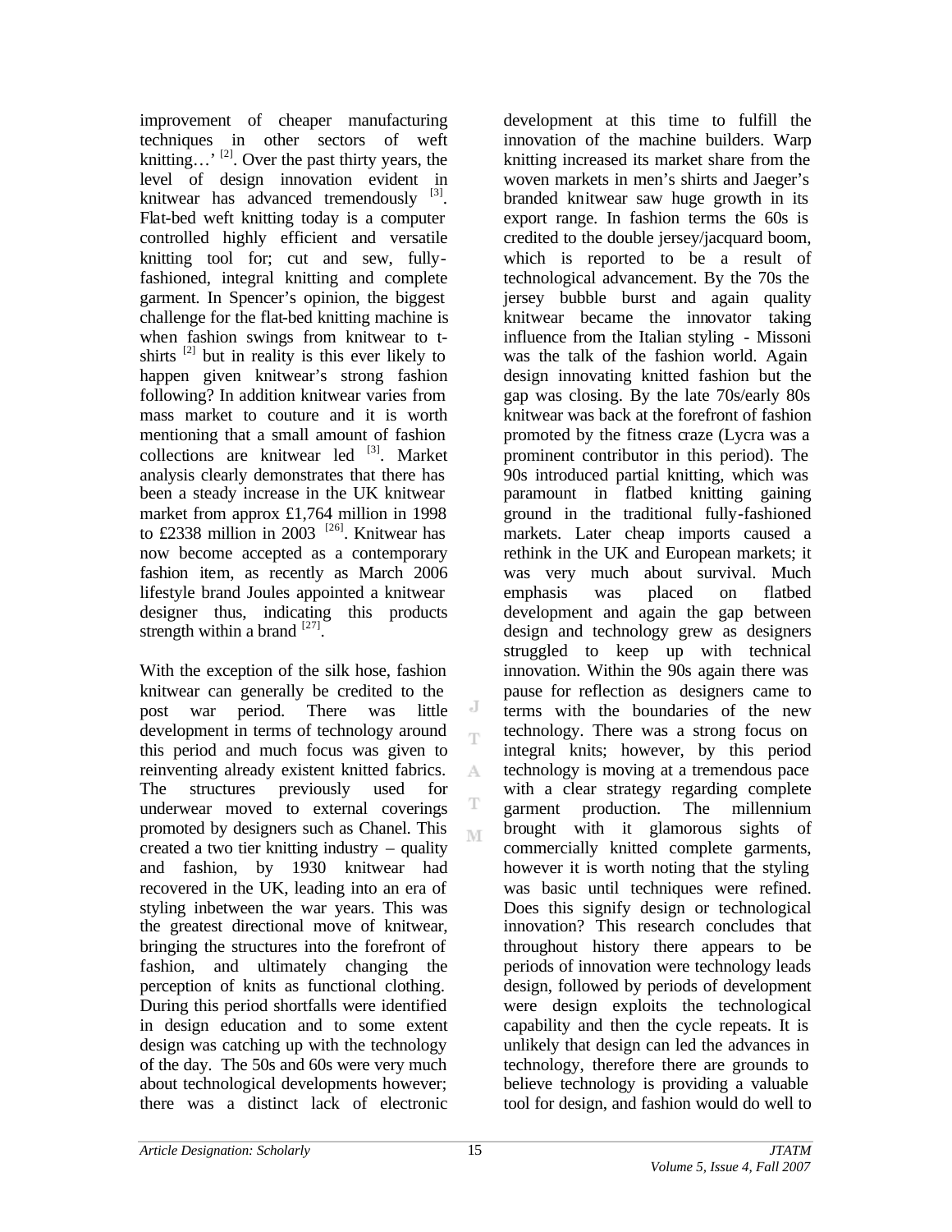improvement of cheaper manufacturing techniques in other sectors of weft knitting…' [2]. Over the past thirty years, the level of design innovation evident in knitwear has advanced tremendously [3]. Flat-bed weft knitting today is a computer controlled highly efficient and versatile knitting tool for; cut and sew, fully-fashioned, integral knitting and complete garment. In Spencer's opinion, the biggest challenge for the flat-bed knitting machine is when fashion swings from knitwear to t-shirts [2] but in reality is this ever likely to happen given knitwear's strong fashion following? In addition knitwear varies from mass market to couture and it is worth mentioning that a small amount of fashion collections are knitwear led [3]. Market analysis clearly demonstrates that there has been a steady increase in the UK knitwear market from approx £1,764 million in 1998 to £2338 million in 2003 [26]. Knitwear has now become accepted as a contemporary fashion item, as recently as March 2006 lifestyle brand Joules appointed a knitwear designer thus, indicating this products strength within a brand [27].

With the exception of the silk hose, fashion knitwear can generally be credited to the post war period. There was little development in terms of technology around this period and much focus was given to reinventing already existent knitted fabrics. The structures previously used for underwear moved to external coverings promoted by designers such as Chanel. This created a two tier knitting industry – quality and fashion, by 1930 knitwear had recovered in the UK, leading into an era of styling inbetween the war years. This was the greatest directional move of knitwear, bringing the structures into the forefront of fashion, and ultimately changing the perception of knits as functional clothing. During this period shortfalls were identified in design education and to some extent design was catching up with the technology of the day. The 50s and 60s were very much about technological developments however; there was a distinct lack of electronic development at this time to fulfill the innovation of the machine builders. Warp knitting increased its market share from the woven markets in men's shirts and Jaeger's branded knitwear saw huge growth in its export range. In fashion terms the 60s is credited to the double jersey/jacquard boom, which is reported to be a result of technological advancement. By the 70s the jersey bubble burst and again quality knitwear became the innovator taking influence from the Italian styling - Missoni was the talk of the fashion world. Again design innovating knitted fashion but the gap was closing. By the late 70s/early 80s knitwear was back at the forefront of fashion promoted by the fitness craze (Lycra was a prominent contributor in this period). The 90s introduced partial knitting, which was paramount in flatbed knitting gaining ground in the traditional fully-fashioned markets. Later cheap imports caused a rethink in the UK and European markets; it was very much about survival. Much emphasis was placed on flatbed development and again the gap between design and technology grew as designers struggled to keep up with technical innovation. Within the 90s again there was pause for reflection as designers came to terms with the boundaries of the new technology. There was a strong focus on integral knits; however, by this period technology is moving at a tremendous pace with a clear strategy regarding complete garment production. The millennium brought with it glamorous sights of commercially knitted complete garments, however it is worth noting that the styling was basic until techniques were refined. Does this signify design or technological innovation? This research concludes that throughout history there appears to be periods of innovation were technology leads design, followed by periods of development were design exploits the technological capability and then the cycle repeats. It is unlikely that design can led the advances in technology, therefore there are grounds to believe technology is providing a valuable tool for design, and fashion would do well to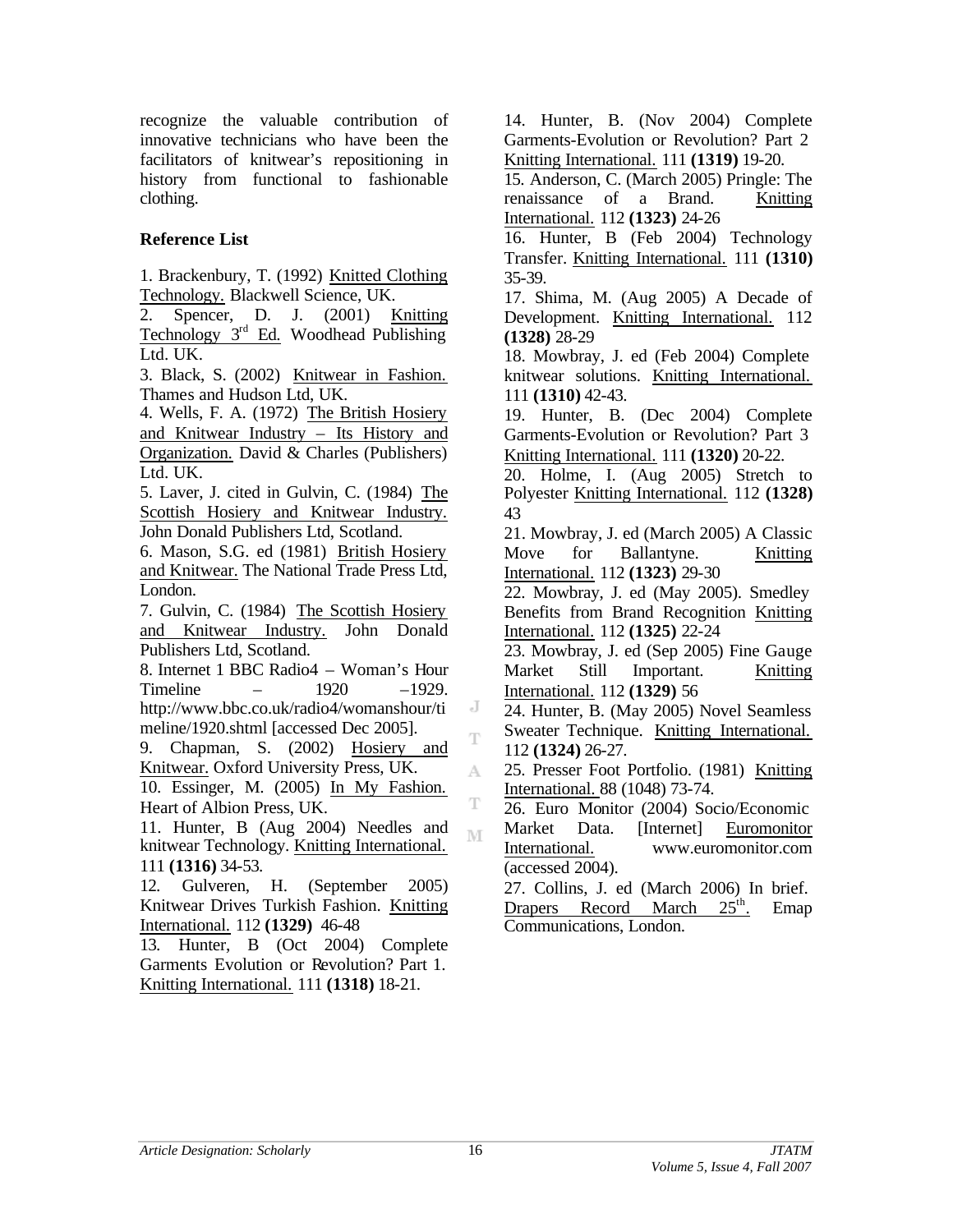recognize the valuable contribution of innovative technicians who have been the facilitators of knitwear's repositioning in history from functional to fashionable clothing.

## Reference List

1. Brackenbury, T. (1992) Knitted Clothing Technology. Blackwell Science, UK.
2. Spencer, D. J. (2001) Knitting Technology 3rd Ed. Woodhead Publishing Ltd. UK.
3. Black, S. (2002) Knitwear in Fashion. Thames and Hudson Ltd, UK.
4. Wells, F. A. (1972) The British Hosiery and Knitwear Industry – Its History and Organization. David & Charles (Publishers) Ltd. UK.
5. Laver, J. cited in Gulvin, C. (1984) The Scottish Hosiery and Knitwear Industry. John Donald Publishers Ltd, Scotland.
6. Mason, S.G. ed (1981) British Hosiery and Knitwear. The National Trade Press Ltd, London.
7. Gulvin, C. (1984) The Scottish Hosiery and Knitwear Industry. John Donald Publishers Ltd, Scotland.
8. Internet 1 BBC Radio4 – Woman's Hour Timeline – 1920 –1929. http://www.bbc.co.uk/radio4/womanshour/timeline/1920.shtml [accessed Dec 2005].
9. Chapman, S. (2002) Hosiery and Knitwear. Oxford University Press, UK.
10. Essinger, M. (2005) In My Fashion. Heart of Albion Press, UK.
11. Hunter, B (Aug 2004) Needles and knitwear Technology. Knitting International. 111 **(1316)** 34-53.
12. Gulveren, H. (September 2005) Knitwear Drives Turkish Fashion. Knitting International. 112 **(1329)** 46-48
13. Hunter, B (Oct 2004) Complete Garments Evolution or Revolution? Part 1. Knitting International. 111 **(1318)** 18-21.
14. Hunter, B. (Nov 2004) Complete Garments-Evolution or Revolution? Part 2 Knitting International. 111 **(1319)** 19-20.
15. Anderson, C. (March 2005) Pringle: The renaissance of a Brand. Knitting International. 112 **(1323)** 24-26
16. Hunter, B (Feb 2004) Technology Transfer. Knitting International. 111 **(1310)** 35-39.
17. Shima, M. (Aug 2005) A Decade of Development. Knitting International. 112 **(1328)** 28-29
18. Mowbray, J. ed (Feb 2004) Complete knitwear solutions. Knitting International. 111 **(1310)** 42-43.
19. Hunter, B. (Dec 2004) Complete Garments-Evolution or Revolution? Part 3 Knitting International. 111 **(1320)** 20-22.
20. Holme, I. (Aug 2005) Stretch to Polyester Knitting International. 112 **(1328)** 43
21. Mowbray, J. ed (March 2005) A Classic Move for Ballantyne. Knitting International. 112 **(1323)** 29-30
22. Mowbray, J. ed (May 2005). Smedley Benefits from Brand Recognition Knitting International. 112 **(1325)** 22-24
23. Mowbray, J. ed (Sep 2005) Fine Gauge Market Still Important. Knitting International. 112 **(1329)** 56
24. Hunter, B. (May 2005) Novel Seamless Sweater Technique. Knitting International. 112 **(1324)** 26-27.
25. Presser Foot Portfolio. (1981) Knitting International. 88 (1048) 73-74.
26. Euro Monitor (2004) Socio/Economic Market Data. [Internet] Euromonitor International. www.euromonitor.com (accessed 2004).
27. Collins, J. ed (March 2006) In brief. Drapers Record March 25th. Emap Communications, London.